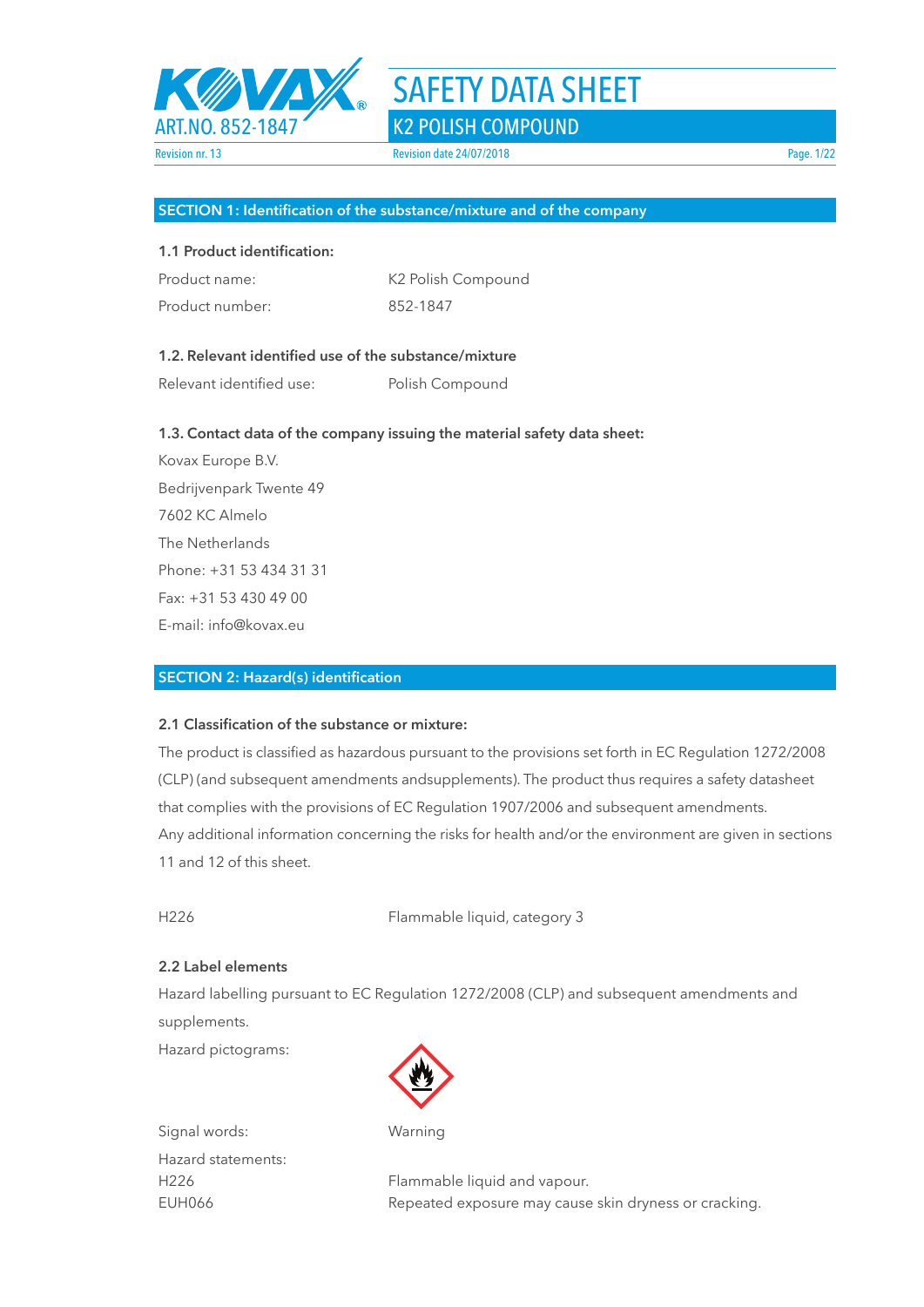# SAFETY DATA SHEET

## K2 POLISH COMPOUND

ART.NO. 852-1847

Revision nr. 13

Revision date 24/07/2018

## SECTION 1: Identification of the substance/mixture and of the company

### 1.1 Product identification:

Product name: K2 Polish Compound

Product number: 852-1847

### 1.2. Relevant identified use of the substance/mixture

Relevant identified use: Polish Compound

### 1.3. Contact data of the company issuing the material safety data sheet:

Kovax Europe B.V.
Bedrijvenpark Twente 49
7602 KC Almelo
The Netherlands
Phone: +31 53 434 31 31
Fax: +31 53 430 49 00
E-mail: info@kovax.eu

## SECTION 2: Hazard(s) identification

### 2.1 Classification of the substance or mixture:

The product is classified as hazardous pursuant to the provisions set forth in EC Regulation 1272/2008 (CLP) (and subsequent amendments andsupplements). The product thus requires a safety datasheet that complies with the provisions of EC Regulation 1907/2006 and subsequent amendments.
Any additional information concerning the risks for health and/or the environment are given in sections 11 and 12 of this sheet.

H226 Flammable liquid, category 3

### 2.2 Label elements

Hazard labelling pursuant to EC Regulation 1272/2008 (CLP) and subsequent amendments and supplements.

Hazard pictograms:

Signal words: Warning

Hazard statements:

H226 Flammable liquid and vapour.

EUH066 Repeated exposure may cause skin dryness or cracking.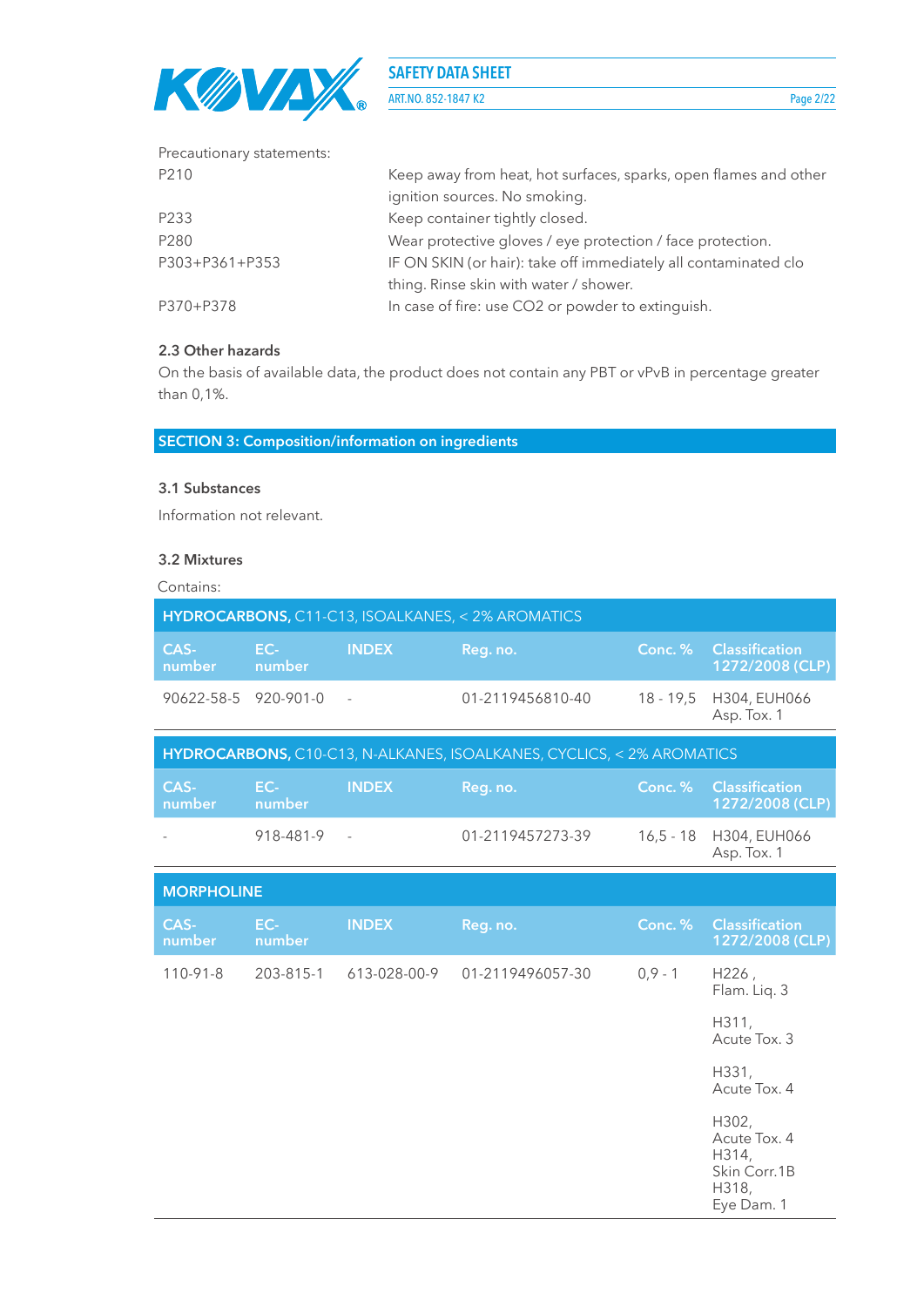Precautionary statements:

| | |
|---|---|
| P210 | Keep away from heat, hot surfaces, sparks, open flames and other ignition sources. No smoking. |
| P233 | Keep container tightly closed. |
| P280 | Wear protective gloves / eye protection / face protection. |
| P303+P361+P353 | IF ON SKIN (or hair): take off immediately all contaminated clo thing. Rinse skin with water / shower. |
| P370+P378 | In case of fire: use CO2 or powder to extinguish. |

### 2.3 Other hazards

On the basis of available data, the product does not contain any PBT or vPvB in percentage greater than 0,1%.

## SECTION 3: Composition/information on ingredients

### 3.1 Substances

Information not relevant.

### 3.2 Mixtures

Contains:

**HYDROCARBONS,** C11-C13, ISOALKANES, < 2% AROMATICS

| CAS-number | EC-number | INDEX | Reg. no. | Conc. % | Classification 1272/2008 (CLP) |
|---|---|---|---|---|---|
| 90622-58-5 | 920-901-0 | - | 01-2119456810-40 | 18 - 19,5 | H304, EUH066 Asp. Tox. 1 |

**HYDROCARBONS,** C10-C13, N-ALKANES, ISOALKANES, CYCLICS, < 2% AROMATICS

| CAS-number | EC-number | INDEX | Reg. no. | Conc. % | Classification 1272/2008 (CLP) |
|---|---|---|---|---|---|
| - | 918-481-9 | - | 01-2119457273-39 | 16,5 - 18 | H304, EUH066 Asp. Tox. 1 |

**MORPHOLINE**

| CAS-number | EC-number | INDEX | Reg. no. | Conc. % | Classification 1272/2008 (CLP) |
|---|---|---|---|---|---|
| 110-91-8 | 203-815-1 | 613-028-00-9 | 01-2119496057-30 | 0,9 - 1 | H226 , Flam. Liq. 3<br>H311, Acute Tox. 3<br>H331, Acute Tox. 4<br>H302, Acute Tox. 4 H314, Skin Corr.1B H318, Eye Dam. 1 |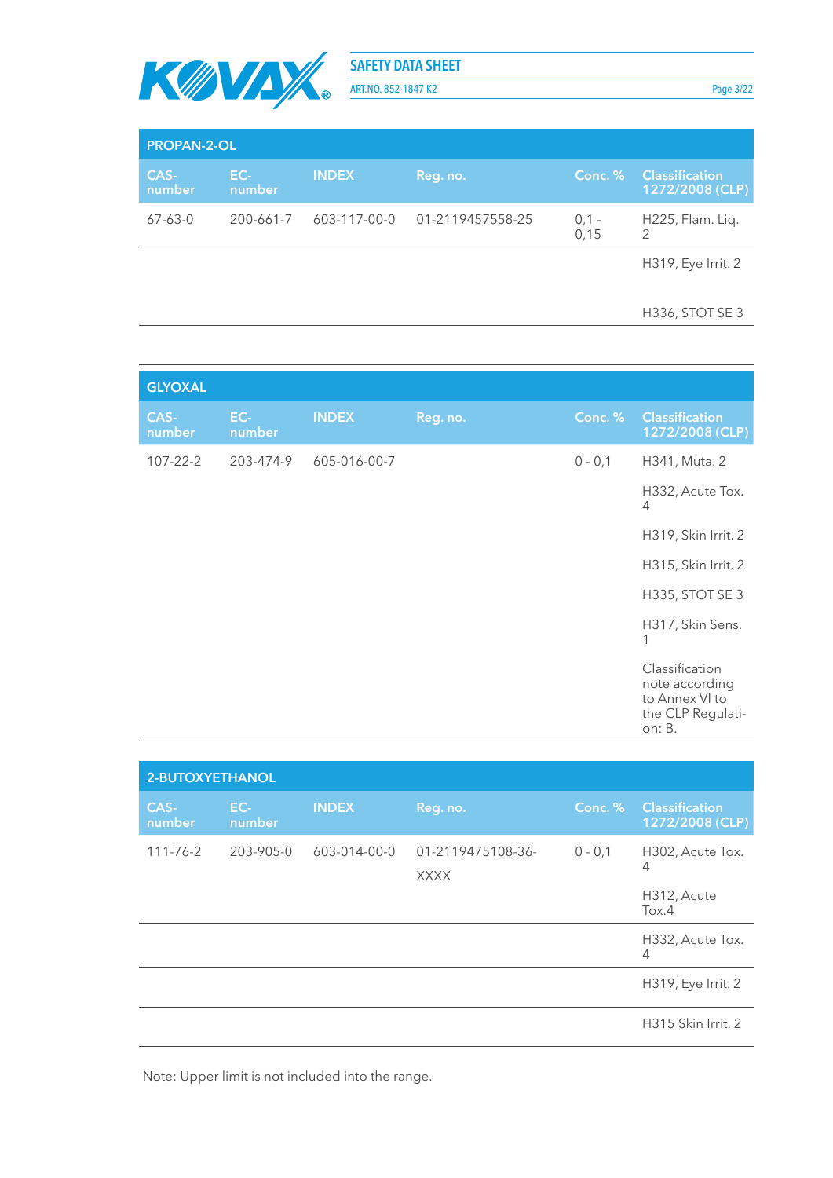### PROPAN-2-OL

| CAS-number | EC-number | INDEX | Reg. no. | Conc. % | Classification 1272/2008 (CLP) |
|---|---|---|---|---|---|
| 67-63-0 | 200-661-7 | 603-117-00-0 | 01-2119457558-25 | 0,1 - 0,15 | H225, Flam. Liq. 2 |
| | | | | | H319, Eye Irrit. 2 |
| | | | | | H336, STOT SE 3 |

### GLYOXAL

| CAS-number | EC-number | INDEX | Reg. no. | Conc. % | Classification 1272/2008 (CLP) |
|---|---|---|---|---|---|
| 107-22-2 | 203-474-9 | 605-016-00-7 | | 0 - 0,1 | H341, Muta. 2<br>H332, Acute Tox. 4<br>H319, Skin Irrit. 2<br>H315, Skin Irrit. 2<br>H335, STOT SE 3<br>H317, Skin Sens. 1<br>Classification note according to Annex VI to the CLP Regulation: B. |

### 2-BUTOXYETHANOL

| CAS-number | EC-number | INDEX | Reg. no. | Conc. % | Classification 1272/2008 (CLP) |
|---|---|---|---|---|---|
| 111-76-2 | 203-905-0 | 603-014-00-0 | 01-2119475108-36-XXXX | 0 - 0,1 | H302, Acute Tox. 4<br>H312, Acute Tox.4 |
| | | | | | H332, Acute Tox. 4 |
| | | | | | H319, Eye Irrit. 2 |
| | | | | | H315 Skin Irrit. 2 |

Note: Upper limit is not included into the range.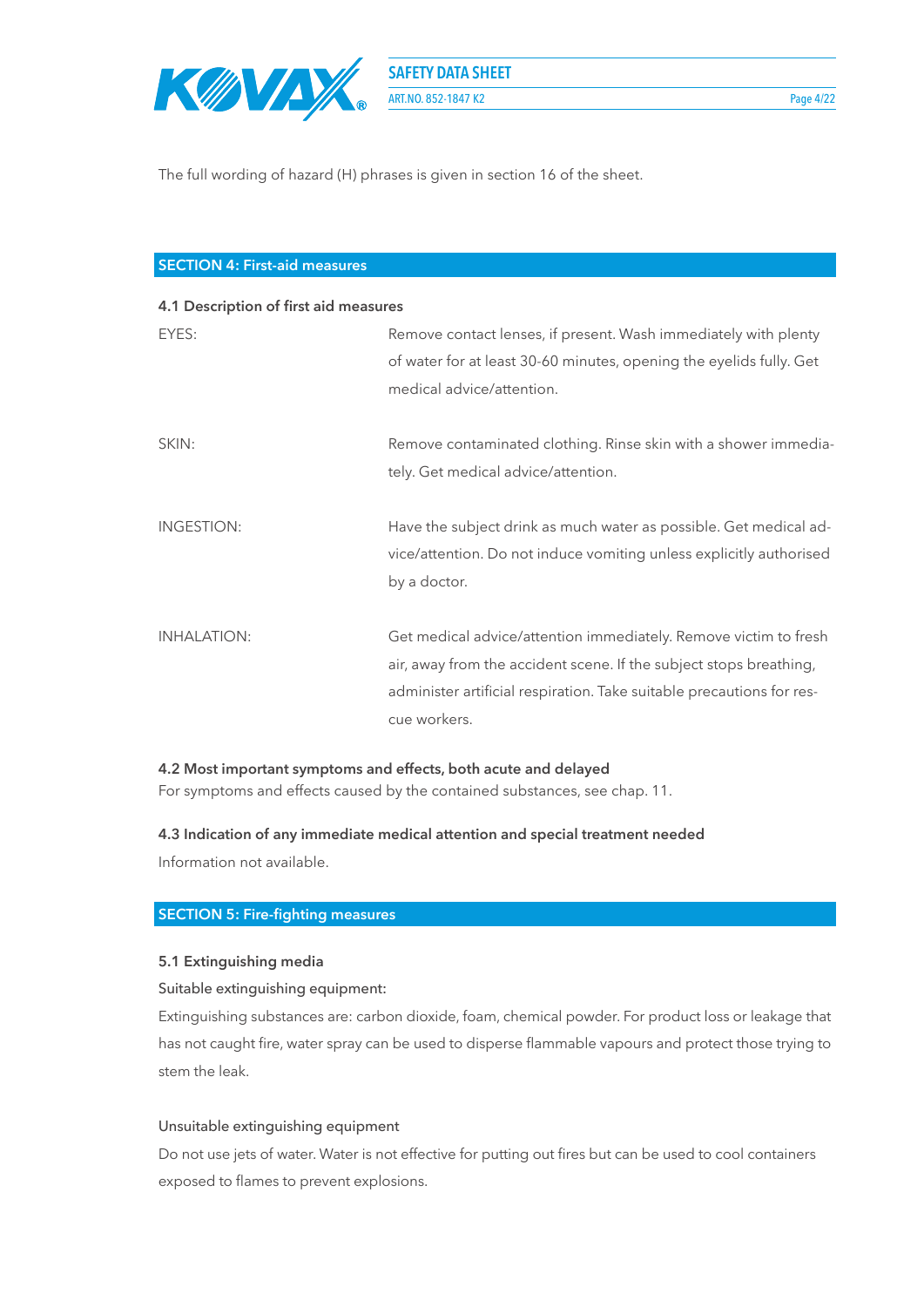The full wording of hazard (H) phrases is given in section 16 of the sheet.

## SECTION 4: First-aid measures

### 4.1 Description of first aid measures

| | |
|---|---|
| EYES: | Remove contact lenses, if present. Wash immediately with plenty of water for at least 30-60 minutes, opening the eyelids fully. Get medical advice/attention. |
| SKIN: | Remove contaminated clothing. Rinse skin with a shower immediately. Get medical advice/attention. |
| INGESTION: | Have the subject drink as much water as possible. Get medical advice/attention. Do not induce vomiting unless explicitly authorised by a doctor. |
| INHALATION: | Get medical advice/attention immediately. Remove victim to fresh air, away from the accident scene. If the subject stops breathing, administer artificial respiration. Take suitable precautions for rescue workers. |

### 4.2 Most important symptoms and effects, both acute and delayed

For symptoms and effects caused by the contained substances, see chap. 11.

### 4.3 Indication of any immediate medical attention and special treatment needed

Information not available.

## SECTION 5: Fire-fighting measures

### 5.1 Extinguishing media

Suitable extinguishing equipment:

Extinguishing substances are: carbon dioxide, foam, chemical powder. For product loss or leakage that has not caught fire, water spray can be used to disperse flammable vapours and protect those trying to stem the leak.

Unsuitable extinguishing equipment

Do not use jets of water. Water is not effective for putting out fires but can be used to cool containers exposed to flames to prevent explosions.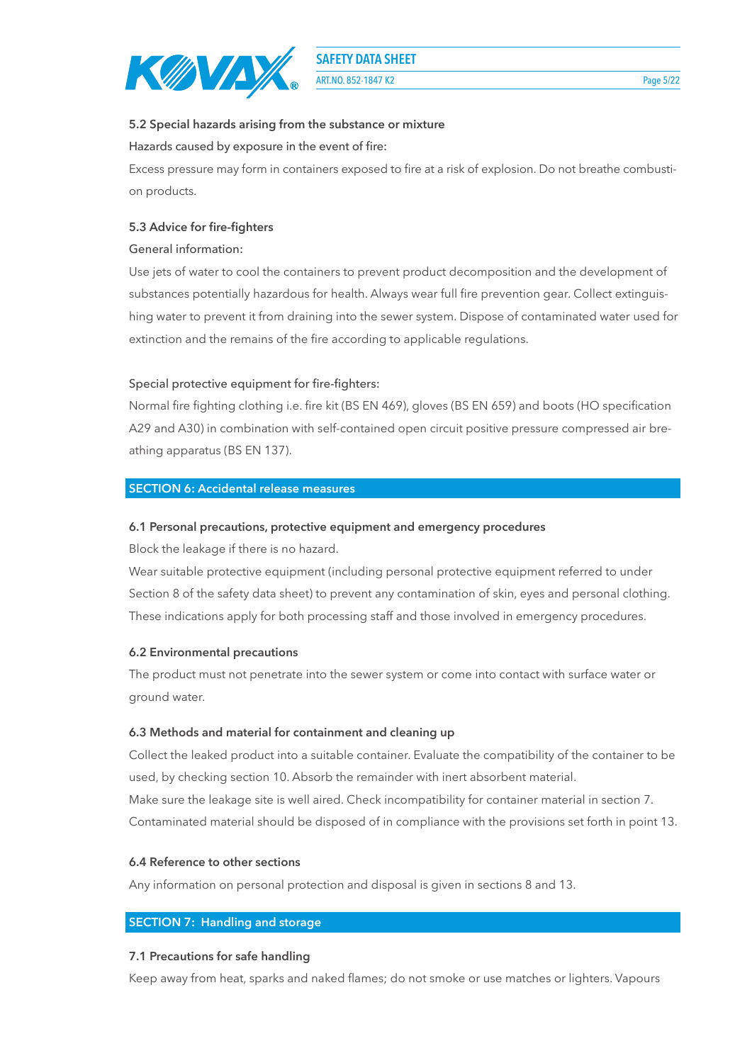### 5.2 Special hazards arising from the substance or mixture

Hazards caused by exposure in the event of fire:

Excess pressure may form in containers exposed to fire at a risk of explosion. Do not breathe combustion products.

### 5.3 Advice for fire-fighters

General information:

Use jets of water to cool the containers to prevent product decomposition and the development of substances potentially hazardous for health. Always wear full fire prevention gear. Collect extinguishing water to prevent it from draining into the sewer system. Dispose of contaminated water used for extinction and the remains of the fire according to applicable regulations.

Special protective equipment for fire-fighters:

Normal fire fighting clothing i.e. fire kit (BS EN 469), gloves (BS EN 659) and boots (HO specification A29 and A30) in combination with self-contained open circuit positive pressure compressed air breathing apparatus (BS EN 137).

## SECTION 6: Accidental release measures

### 6.1 Personal precautions, protective equipment and emergency procedures

Block the leakage if there is no hazard.

Wear suitable protective equipment (including personal protective equipment referred to under Section 8 of the safety data sheet) to prevent any contamination of skin, eyes and personal clothing. These indications apply for both processing staff and those involved in emergency procedures.

### 6.2 Environmental precautions

The product must not penetrate into the sewer system or come into contact with surface water or ground water.

### 6.3 Methods and material for containment and cleaning up

Collect the leaked product into a suitable container. Evaluate the compatibility of the container to be used, by checking section 10. Absorb the remainder with inert absorbent material.

Make sure the leakage site is well aired. Check incompatibility for container material in section 7.

Contaminated material should be disposed of in compliance with the provisions set forth in point 13.

### 6.4 Reference to other sections

Any information on personal protection and disposal is given in sections 8 and 13.

## SECTION 7: Handling and storage

### 7.1 Precautions for safe handling

Keep away from heat, sparks and naked flames; do not smoke or use matches or lighters. Vapours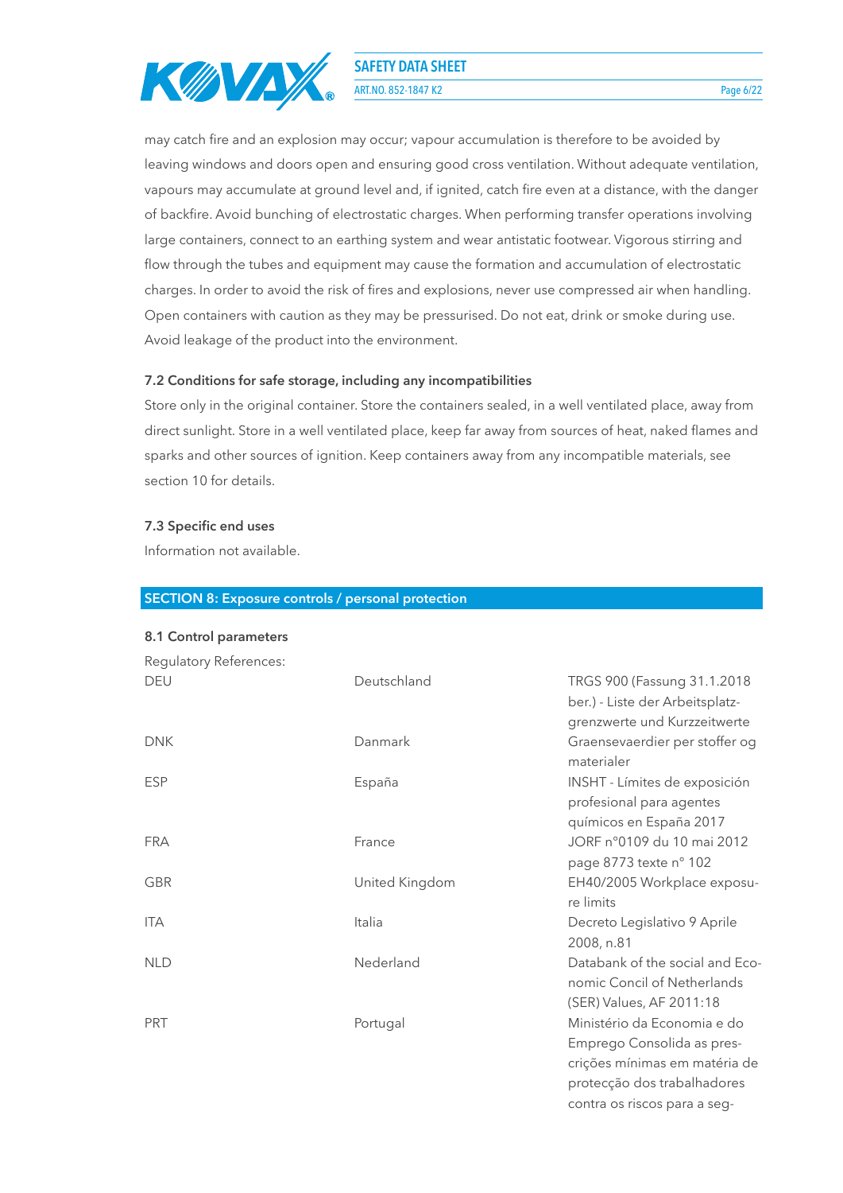may catch fire and an explosion may occur; vapour accumulation is therefore to be avoided by leaving windows and doors open and ensuring good cross ventilation. Without adequate ventilation, vapours may accumulate at ground level and, if ignited, catch fire even at a distance, with the danger of backfire. Avoid bunching of electrostatic charges. When performing transfer operations involving large containers, connect to an earthing system and wear antistatic footwear. Vigorous stirring and flow through the tubes and equipment may cause the formation and accumulation of electrostatic charges. In order to avoid the risk of fires and explosions, never use compressed air when handling. Open containers with caution as they may be pressurised. Do not eat, drink or smoke during use. Avoid leakage of the product into the environment.

### 7.2 Conditions for safe storage, including any incompatibilities

Store only in the original container. Store the containers sealed, in a well ventilated place, away from direct sunlight. Store in a well ventilated place, keep far away from sources of heat, naked flames and sparks and other sources of ignition. Keep containers away from any incompatible materials, see section 10 for details.

### 7.3 Specific end uses

Information not available.

## SECTION 8: Exposure controls / personal protection

### 8.1 Control parameters

Regulatory References:

| | | |
|---|---|---|
| DEU | Deutschland | TRGS 900 (Fassung 31.1.2018 ber.) - Liste der Arbeitsplatzgrenzwerte und Kurzzeitwerte |
| DNK | Danmark | Graensevaerdier per stoffer og materialer |
| ESP | España | INSHT - Límites de exposición profesional para agentes químicos en España 2017 |
| FRA | France | JORF n°0109 du 10 mai 2012 page 8773 texte n° 102 |
| GBR | United Kingdom | EH40/2005 Workplace exposure limits |
| ITA | Italia | Decreto Legislativo 9 Aprile 2008, n.81 |
| NLD | Nederland | Databank of the social and Economic Concil of Netherlands (SER) Values, AF 2011:18 |
| PRT | Portugal | Ministério da Economia e do Emprego Consolida as prescrições mínimas em matéria de protecção dos trabalhadores contra os riscos para a seg- |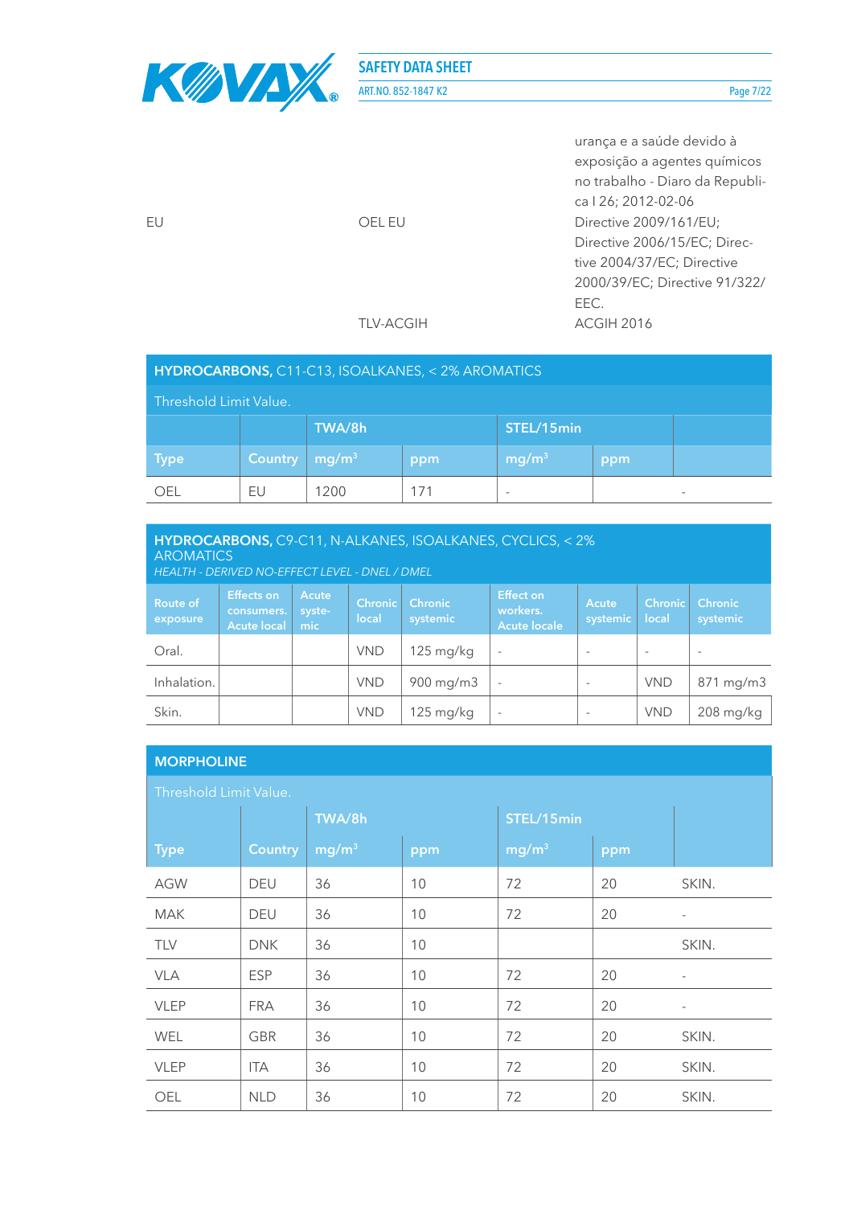| | | |
|---|---|---|
| | | urança e a saúde devido à exposição a agentes químicos no trabalho - Diaro da Republica I 26; 2012-02-06 |
| EU | OEL EU | Directive 2009/161/EU; Directive 2006/15/EC; Directive 2004/37/EC; Directive 2000/39/EC; Directive 91/322/EEC. |
| | TLV-ACGIH | ACGIH 2016 |

## HYDROCARBONS, C11-C13, ISOALKANES, < 2% AROMATICS

Threshold Limit Value.

| | | TWA/8h | | STEL/15min | | |
|---|---|---|---|---|---|---|
| Type | Country | mg/m³ | ppm | mg/m³ | ppm | |
| OEL | EU | 1200 | 171 | - | | - |

## HYDROCARBONS, C9-C11, N-ALKANES, ISOALKANES, CYCLICS, < 2% AROMATICS

*HEALTH - DERIVED NO-EFFECT LEVEL - DNEL / DMEL*

| Route of exposure | Effects on consumers. Acute local | Acute systemic | Chronic local | Chronic systemic | Effect on workers. Acute locale | Acute systemic | Chronic local | Chronic systemic |
|---|---|---|---|---|---|---|---|---|
| Oral. | | | VND | 125 mg/kg | - | - | - | - |
| Inhalation. | | | VND | 900 mg/m3 | - | - | VND | 871 mg/m3 |
| Skin. | | | VND | 125 mg/kg | - | - | VND | 208 mg/kg |

## MORPHOLINE

Threshold Limit Value.

| | | TWA/8h | | STEL/15min | | |
|---|---|---|---|---|---|---|
| Type | Country | mg/m³ | ppm | mg/m³ | ppm | |
| AGW | DEU | 36 | 10 | 72 | 20 | SKIN. |
| MAK | DEU | 36 | 10 | 72 | 20 | - |
| TLV | DNK | 36 | 10 | | | SKIN. |
| VLA | ESP | 36 | 10 | 72 | 20 | - |
| VLEP | FRA | 36 | 10 | 72 | 20 | - |
| WEL | GBR | 36 | 10 | 72 | 20 | SKIN. |
| VLEP | ITA | 36 | 10 | 72 | 20 | SKIN. |
| OEL | NLD | 36 | 10 | 72 | 20 | SKIN. |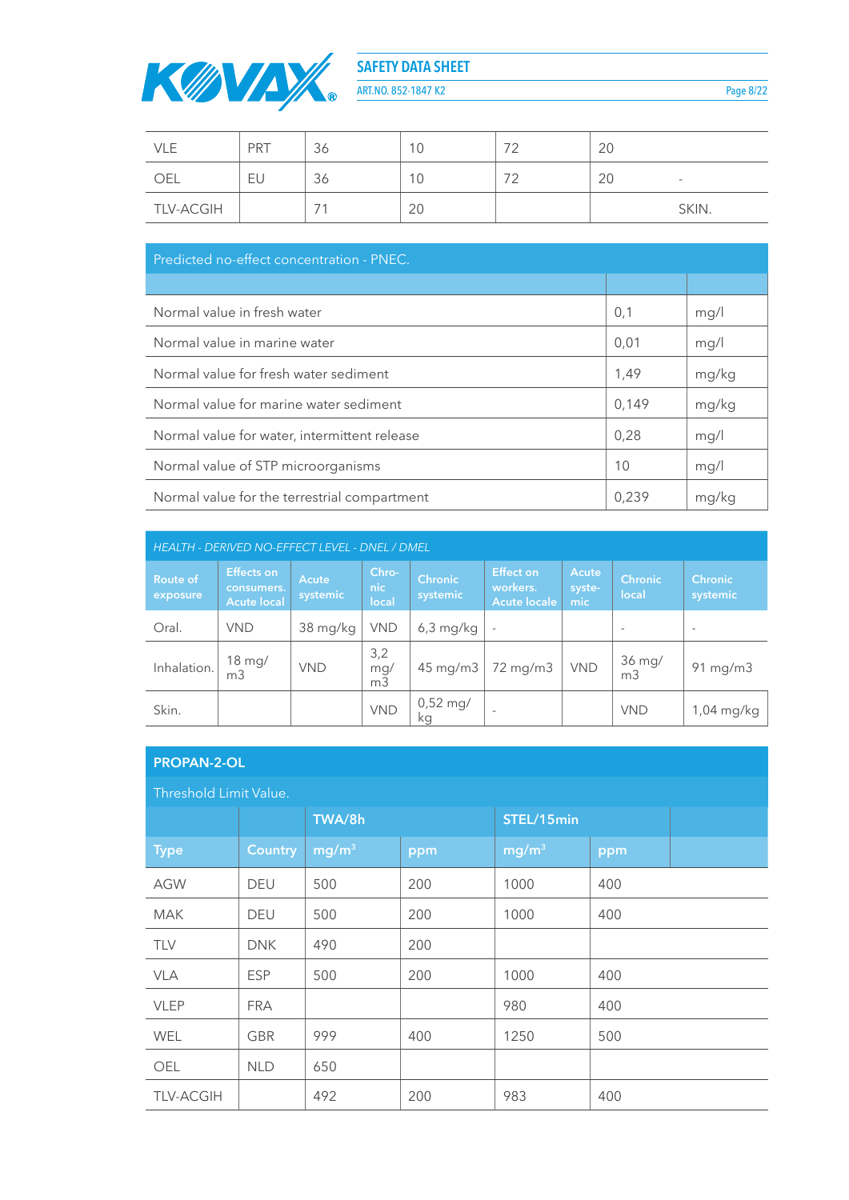| VLE | PRT | 36 | 10 | 72 | 20 | |
|---|---|---|---|---|---|---|
| OEL | EU | 36 | 10 | 72 | 20 | - |
| TLV-ACGIH | | 71 | 20 | | | SKIN. |

| Predicted no-effect concentration - PNEC. | | |
|---|---|---|
| | | |
| Normal value in fresh water | 0,1 | mg/l |
| Normal value in marine water | 0,01 | mg/l |
| Normal value for fresh water sediment | 1,49 | mg/kg |
| Normal value for marine water sediment | 0,149 | mg/kg |
| Normal value for water, intermittent release | 0,28 | mg/l |
| Normal value of STP microorganisms | 10 | mg/l |
| Normal value for the terrestrial compartment | 0,239 | mg/kg |

*HEALTH - DERIVED NO-EFFECT LEVEL - DNEL / DMEL*

| Route of exposure | Effects on consumers. Acute local | Acute systemic | Chronic local | Chronic systemic | Effect on workers. Acute locale | Acute systemic | Chronic local | Chronic systemic |
|---|---|---|---|---|---|---|---|---|
| Oral. | VND | 38 mg/kg | VND | 6,3 mg/kg | - | | - | - |
| Inhalation. | 18 mg/m3 | VND | 3,2 mg/m3 | 45 mg/m3 | 72 mg/m3 | VND | 36 mg/m3 | 91 mg/m3 |
| Skin. | | | VND | 0,52 mg/kg | - | | VND | 1,04 mg/kg |

## PROPAN-2-OL

Threshold Limit Value.

| | | TWA/8h | | STEL/15min | | |
|---|---|---|---|---|---|---|
| Type | Country | mg/m³ | ppm | mg/m³ | ppm | |
| AGW | DEU | 500 | 200 | 1000 | 400 | |
| MAK | DEU | 500 | 200 | 1000 | 400 | |
| TLV | DNK | 490 | 200 | | | |
| VLA | ESP | 500 | 200 | 1000 | 400 | |
| VLEP | FRA | | | 980 | 400 | |
| WEL | GBR | 999 | 400 | 1250 | 500 | |
| OEL | NLD | 650 | | | | |
| TLV-ACGIH | | 492 | 200 | 983 | 400 | |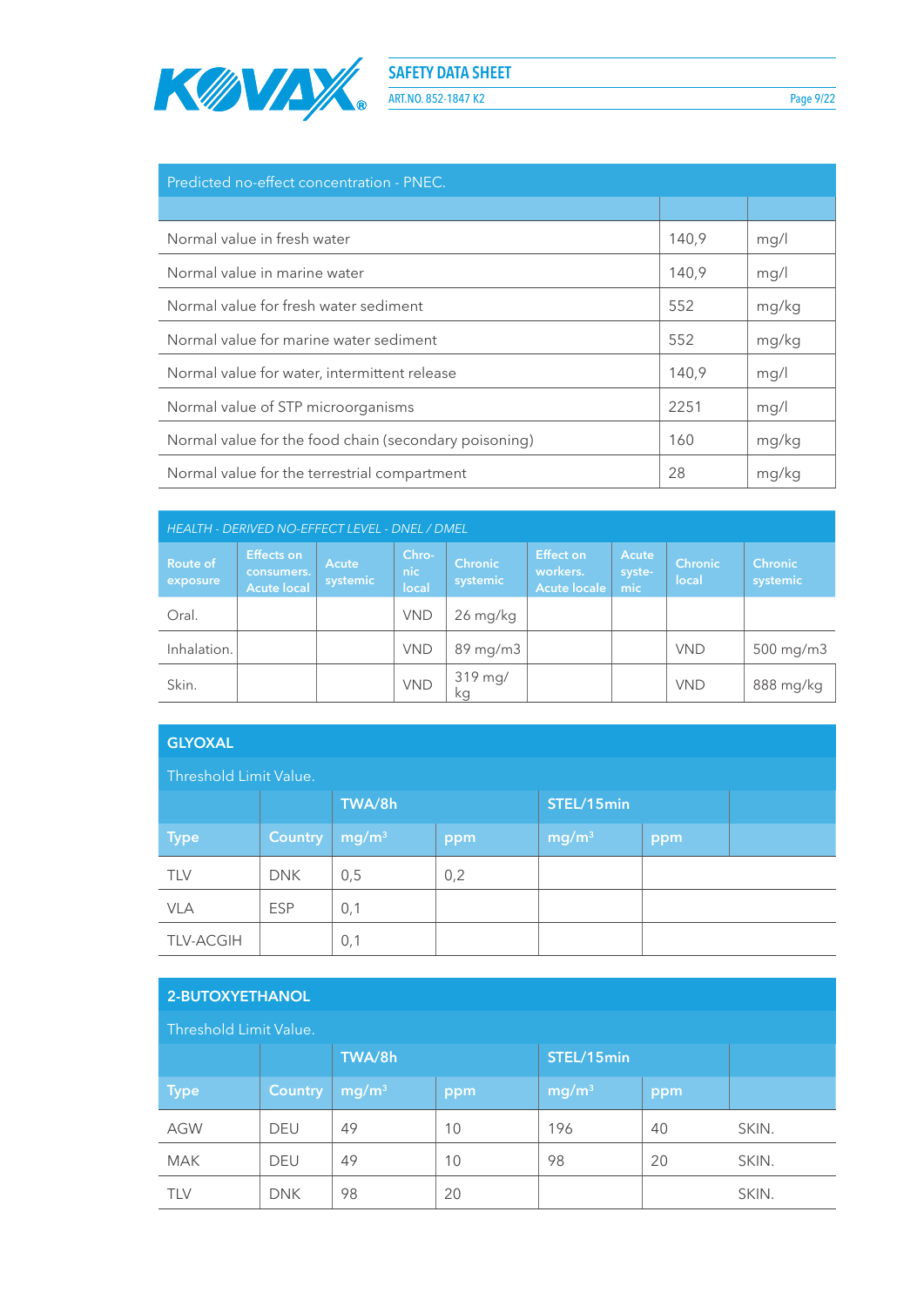| Predicted no-effect concentration - PNEC. | | |
|---|---|---|
| | | |
| Normal value in fresh water | 140,9 | mg/l |
| Normal value in marine water | 140,9 | mg/l |
| Normal value for fresh water sediment | 552 | mg/kg |
| Normal value for marine water sediment | 552 | mg/kg |
| Normal value for water, intermittent release | 140,9 | mg/l |
| Normal value of STP microorganisms | 2251 | mg/l |
| Normal value for the food chain (secondary poisoning) | 160 | mg/kg |
| Normal value for the terrestrial compartment | 28 | mg/kg |

| *HEALTH - DERIVED NO-EFFECT LEVEL - DNEL / DMEL* | | | | | | | | |
|---|---|---|---|---|---|---|---|---|
| Route of exposure | Effects on consumers. Acute local | Acute systemic | Chronic local | Chronic systemic | Effect on workers. Acute locale | Acute systemic | Chronic local | Chronic systemic |
| Oral. | | | VND | 26 mg/kg | | | | |
| Inhalation. | | | VND | 89 mg/m3 | | | VND | 500 mg/m3 |
| Skin. | | | VND | 319 mg/kg | | | VND | 888 mg/kg |

## GLYOXAL

| Threshold Limit Value. | | | | | | |
|---|---|---|---|---|---|---|
| | | TWA/8h | | STEL/15min | | |
| Type | Country | mg/m³ | ppm | mg/m³ | ppm | |
| TLV | DNK | 0,5 | 0,2 | | | |
| VLA | ESP | 0,1 | | | | |
| TLV-ACGIH | | 0,1 | | | | |

## 2-BUTOXYETHANOL

| Threshold Limit Value. | | | | | | |
|---|---|---|---|---|---|---|
| | | TWA/8h | | STEL/15min | | |
| Type | Country | mg/m³ | ppm | mg/m³ | ppm | |
| AGW | DEU | 49 | 10 | 196 | 40 | SKIN. |
| MAK | DEU | 49 | 10 | 98 | 20 | SKIN. |
| TLV | DNK | 98 | 20 | | | SKIN. |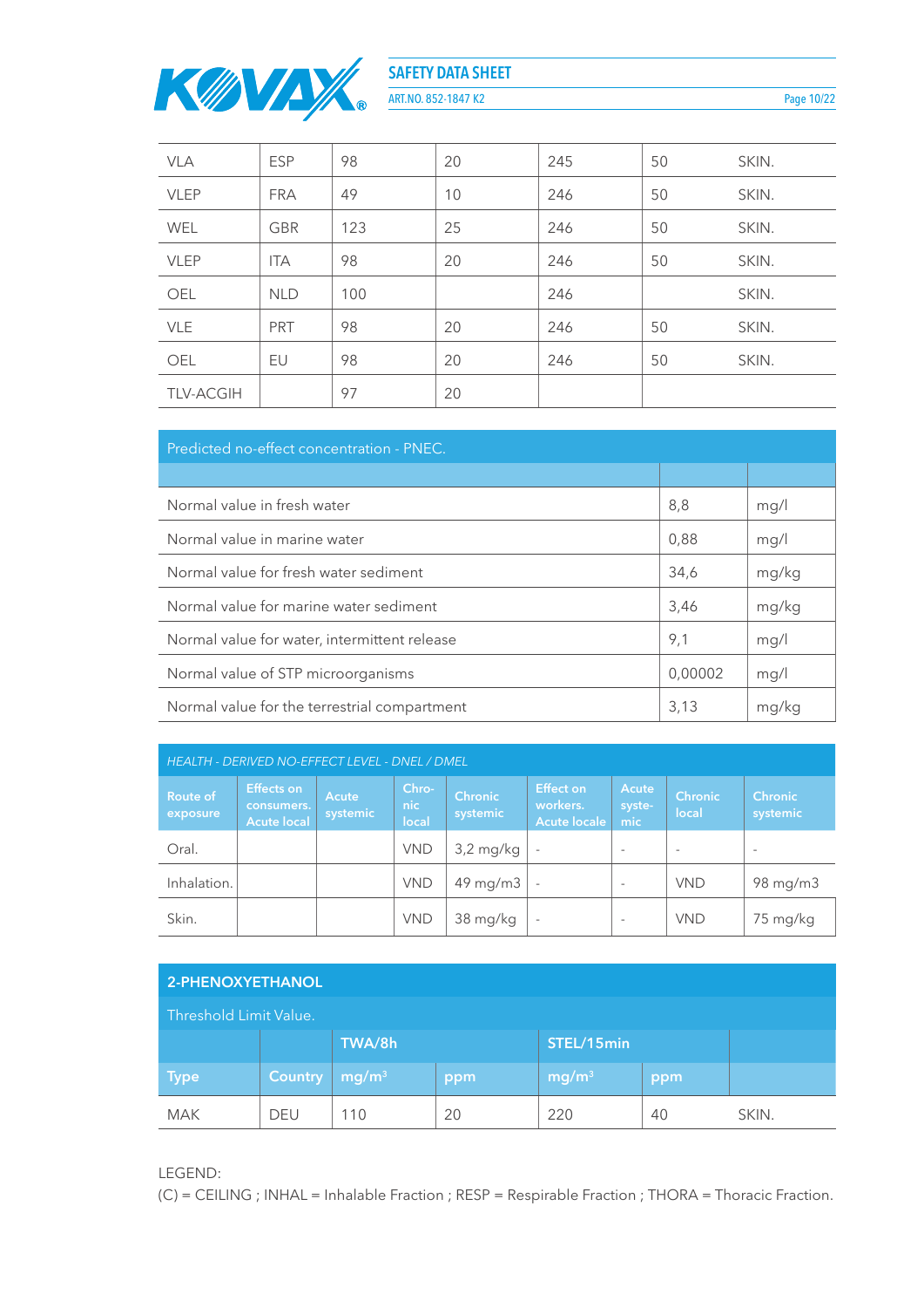| VLA | ESP | 98 | 20 | 245 | 50 | SKIN. |
|---|---|---|---|---|---|---|
| VLEP | FRA | 49 | 10 | 246 | 50 | SKIN. |
| WEL | GBR | 123 | 25 | 246 | 50 | SKIN. |
| VLEP | ITA | 98 | 20 | 246 | 50 | SKIN. |
| OEL | NLD | 100 | | 246 | | SKIN. |
| VLE | PRT | 98 | 20 | 246 | 50 | SKIN. |
| OEL | EU | 98 | 20 | 246 | 50 | SKIN. |
| TLV-ACGIH | | 97 | 20 | | | |

| Predicted no-effect concentration - PNEC. | | |
|---|---|---|
| | | |
| Normal value in fresh water | 8,8 | mg/l |
| Normal value in marine water | 0,88 | mg/l |
| Normal value for fresh water sediment | 34,6 | mg/kg |
| Normal value for marine water sediment | 3,46 | mg/kg |
| Normal value for water, intermittent release | 9,1 | mg/l |
| Normal value of STP microorganisms | 0,00002 | mg/l |
| Normal value for the terrestrial compartment | 3,13 | mg/kg |

*HEALTH - DERIVED NO-EFFECT LEVEL - DNEL / DMEL*

| Route of exposure | Effects on consumers. Acute local | Acute systemic | Chronic local | Chronic systemic | Effect on workers. Acute locale | Acute systemic | Chronic local | Chronic systemic |
|---|---|---|---|---|---|---|---|---|
| Oral. | | | VND | 3,2 mg/kg | - | - | - | - |
| Inhalation. | | | VND | 49 mg/m3 | - | - | VND | 98 mg/m3 |
| Skin. | | | VND | 38 mg/kg | - | - | VND | 75 mg/kg |

**2-PHENOXYETHANOL**

Threshold Limit Value.

| | | TWA/8h | | STEL/15min | | |
|---|---|---|---|---|---|---|
| Type | Country | mg/m³ | ppm | mg/m³ | ppm | |
| MAK | DEU | 110 | 20 | 220 | 40 | SKIN. |

LEGEND:
(C) = CEILING ; INHAL = Inhalable Fraction ; RESP = Respirable Fraction ; THORA = Thoracic Fraction.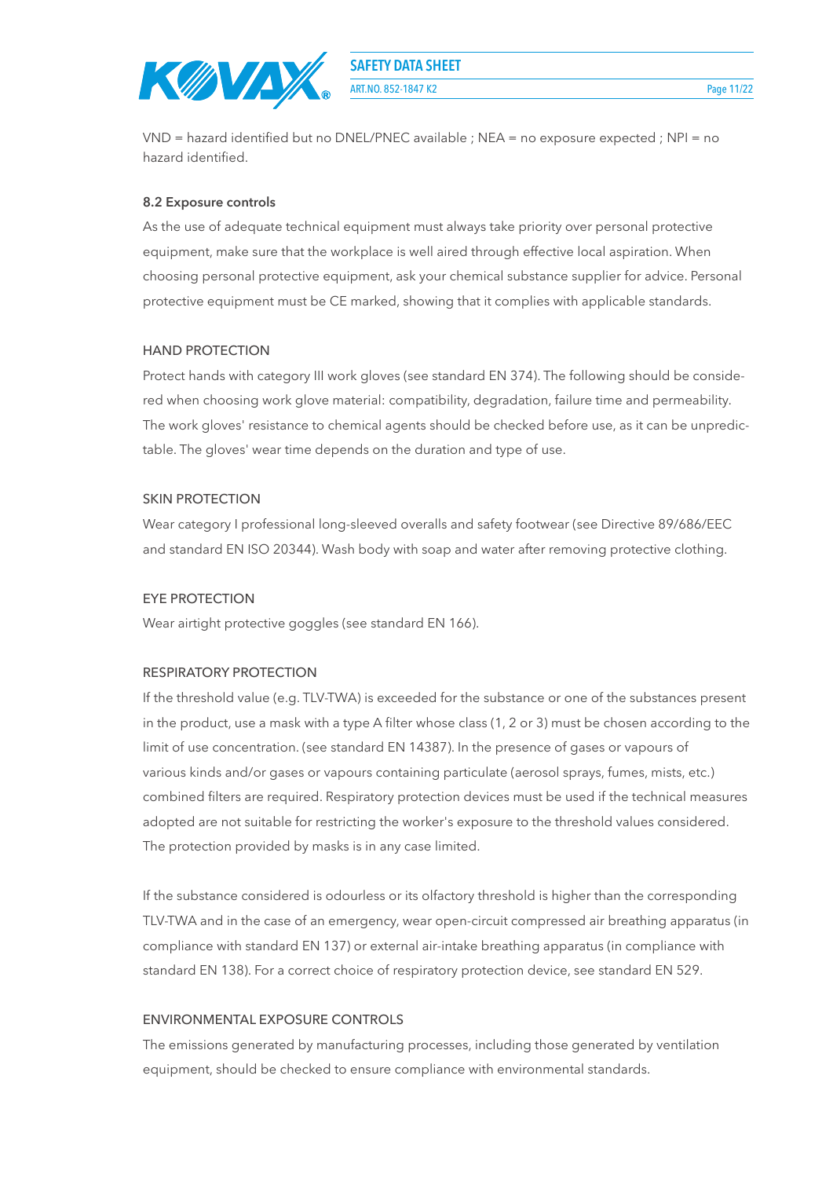VND = hazard identified but no DNEL/PNEC available ; NEA = no exposure expected ; NPI = no hazard identified.

### 8.2 Exposure controls

As the use of adequate technical equipment must always take priority over personal protective equipment, make sure that the workplace is well aired through effective local aspiration. When choosing personal protective equipment, ask your chemical substance supplier for advice. Personal protective equipment must be CE marked, showing that it complies with applicable standards.

HAND PROTECTION

Protect hands with category III work gloves (see standard EN 374). The following should be considered when choosing work glove material: compatibility, degradation, failure time and permeability. The work gloves' resistance to chemical agents should be checked before use, as it can be unpredictable. The gloves' wear time depends on the duration and type of use.

SKIN PROTECTION

Wear category I professional long-sleeved overalls and safety footwear (see Directive 89/686/EEC and standard EN ISO 20344). Wash body with soap and water after removing protective clothing.

EYE PROTECTION

Wear airtight protective goggles (see standard EN 166).

RESPIRATORY PROTECTION

If the threshold value (e.g. TLV-TWA) is exceeded for the substance or one of the substances present in the product, use a mask with a type A filter whose class (1, 2 or 3) must be chosen according to the limit of use concentration. (see standard EN 14387). In the presence of gases or vapours of various kinds and/or gases or vapours containing particulate (aerosol sprays, fumes, mists, etc.) combined filters are required. Respiratory protection devices must be used if the technical measures adopted are not suitable for restricting the worker's exposure to the threshold values considered. The protection provided by masks is in any case limited.

If the substance considered is odourless or its olfactory threshold is higher than the corresponding TLV-TWA and in the case of an emergency, wear open-circuit compressed air breathing apparatus (in compliance with standard EN 137) or external air-intake breathing apparatus (in compliance with standard EN 138). For a correct choice of respiratory protection device, see standard EN 529.

ENVIRONMENTAL EXPOSURE CONTROLS

The emissions generated by manufacturing processes, including those generated by ventilation equipment, should be checked to ensure compliance with environmental standards.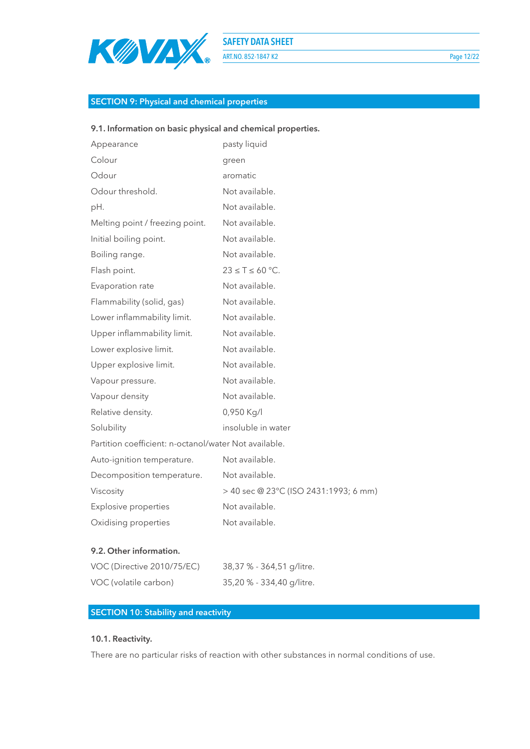## SECTION 9: Physical and chemical properties

### 9.1. Information on basic physical and chemical properties.

| | |
|---|---|
| Appearance | pasty liquid |
| Colour | green |
| Odour | aromatic |
| Odour threshold. | Not available. |
| pH. | Not available. |
| Melting point / freezing point. | Not available. |
| Initial boiling point. | Not available. |
| Boiling range. | Not available. |
| Flash point. | 23 ≤ T ≤ 60 °C. |
| Evaporation rate | Not available. |
| Flammability (solid, gas) | Not available. |
| Lower inflammability limit. | Not available. |
| Upper inflammability limit. | Not available. |
| Lower explosive limit. | Not available. |
| Upper explosive limit. | Not available. |
| Vapour pressure. | Not available. |
| Vapour density | Not available. |
| Relative density. | 0,950 Kg/l |
| Solubility | insoluble in water |
| Partition coefficient: n-octanol/water | Not available. |
| Auto-ignition temperature. | Not available. |
| Decomposition temperature. | Not available. |
| Viscosity | > 40 sec @ 23°C (ISO 2431:1993; 6 mm) |
| Explosive properties | Not available. |
| Oxidising properties | Not available. |

### 9.2. Other information.

| | |
|---|---|
| VOC (Directive 2010/75/EC) | 38,37 % - 364,51 g/litre. |
| VOC (volatile carbon) | 35,20 % - 334,40 g/litre. |

## SECTION 10: Stability and reactivity

### 10.1. Reactivity.

There are no particular risks of reaction with other substances in normal conditions of use.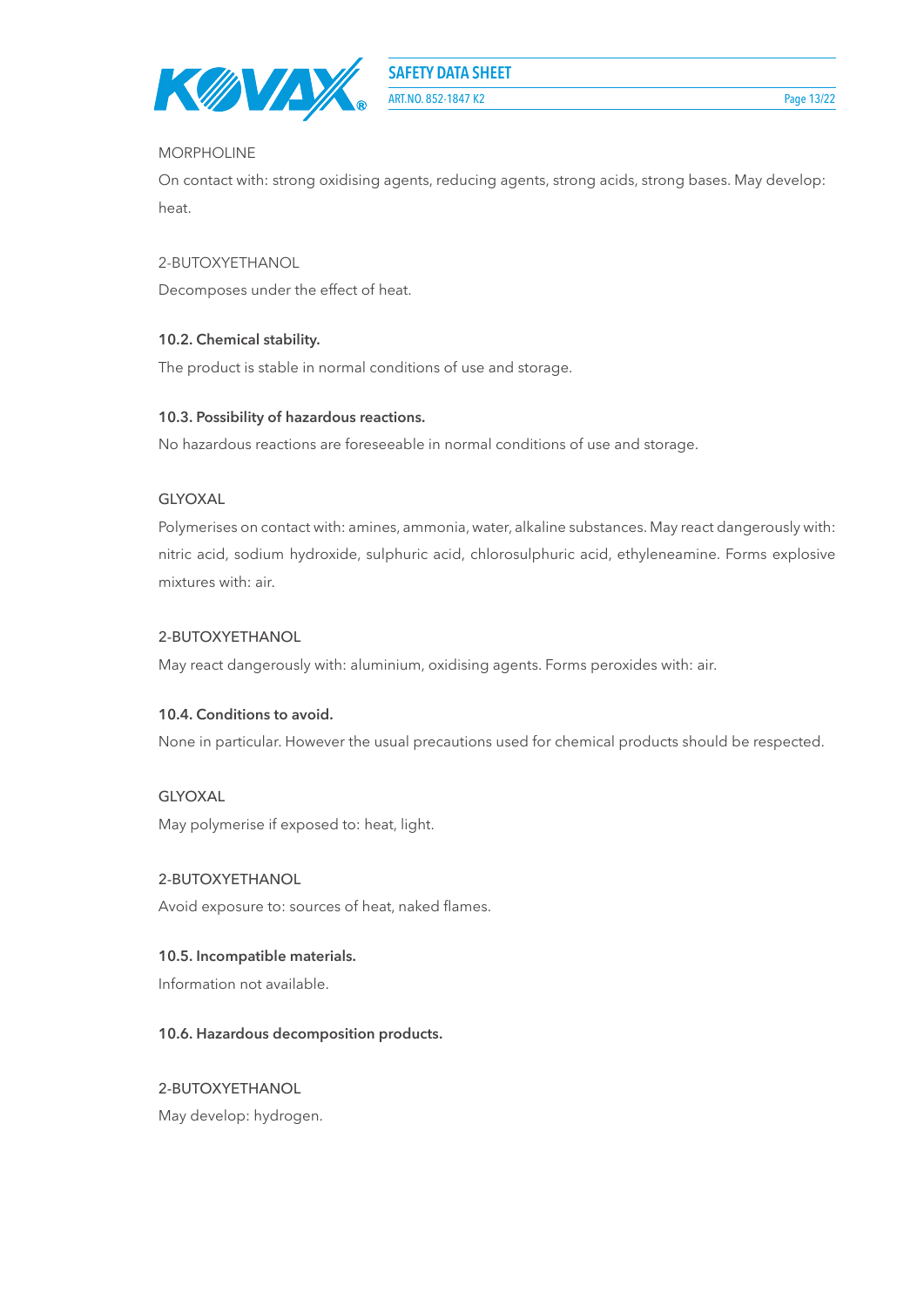MORPHOLINE

On contact with: strong oxidising agents, reducing agents, strong acids, strong bases. May develop: heat.

2-BUTOXYETHANOL

Decomposes under the effect of heat.

### 10.2. Chemical stability.

The product is stable in normal conditions of use and storage.

### 10.3. Possibility of hazardous reactions.

No hazardous reactions are foreseeable in normal conditions of use and storage.

GLYOXAL

Polymerises on contact with: amines, ammonia, water, alkaline substances. May react dangerously with: nitric acid, sodium hydroxide, sulphuric acid, chlorosulphuric acid, ethyleneamine. Forms explosive mixtures with: air.

2-BUTOXYETHANOL

May react dangerously with: aluminium, oxidising agents. Forms peroxides with: air.

### 10.4. Conditions to avoid.

None in particular. However the usual precautions used for chemical products should be respected.

GLYOXAL

May polymerise if exposed to: heat, light.

2-BUTOXYETHANOL

Avoid exposure to: sources of heat, naked flames.

### 10.5. Incompatible materials.

Information not available.

### 10.6. Hazardous decomposition products.

2-BUTOXYETHANOL

May develop: hydrogen.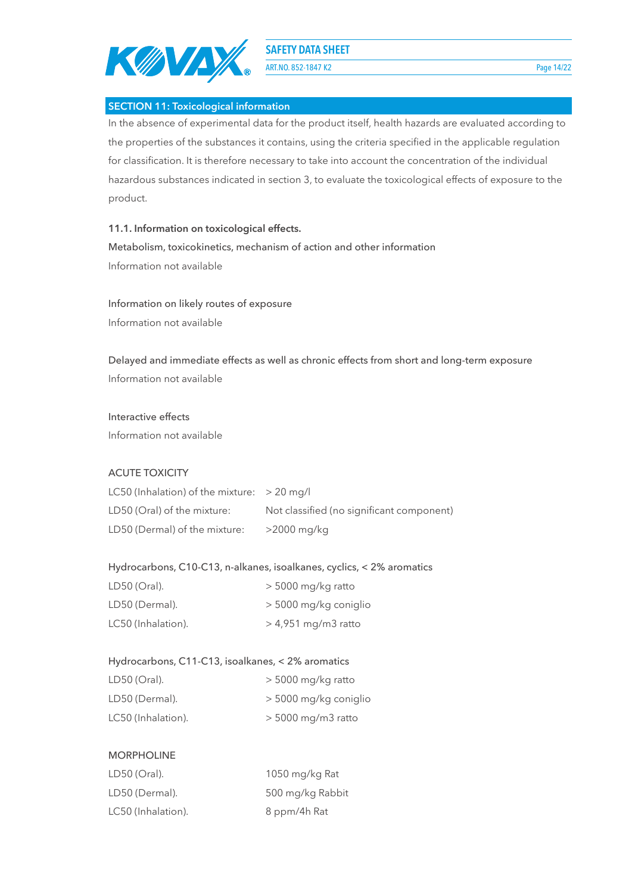## SECTION 11: Toxicological information

In the absence of experimental data for the product itself, health hazards are evaluated according to the properties of the substances it contains, using the criteria specified in the applicable regulation for classification. It is therefore necessary to take into account the concentration of the individual hazardous substances indicated in section 3, to evaluate the toxicological effects of exposure to the product.

### 11.1. Information on toxicological effects.

Metabolism, toxicokinetics, mechanism of action and other information

Information not available

Information on likely routes of exposure

Information not available

Delayed and immediate effects as well as chronic effects from short and long-term exposure

Information not available

Interactive effects

Information not available

ACUTE TOXICITY

| | |
|---|---|
| LC50 (Inhalation) of the mixture: | > 20 mg/l |
| LD50 (Oral) of the mixture: | Not classified (no significant component) |
| LD50 (Dermal) of the mixture: | >2000 mg/kg |

Hydrocarbons, C10-C13, n-alkanes, isoalkanes, cyclics, < 2% aromatics

| | |
|---|---|
| LD50 (Oral). | > 5000 mg/kg ratto |
| LD50 (Dermal). | > 5000 mg/kg coniglio |
| LC50 (Inhalation). | > 4,951 mg/m3 ratto |

Hydrocarbons, C11-C13, isoalkanes, < 2% aromatics

| | |
|---|---|
| LD50 (Oral). | > 5000 mg/kg ratto |
| LD50 (Dermal). | > 5000 mg/kg coniglio |
| LC50 (Inhalation). | > 5000 mg/m3 ratto |

MORPHOLINE

| | |
|---|---|
| LD50 (Oral). | 1050 mg/kg Rat |
| LD50 (Dermal). | 500 mg/kg Rabbit |
| LC50 (Inhalation). | 8 ppm/4h Rat |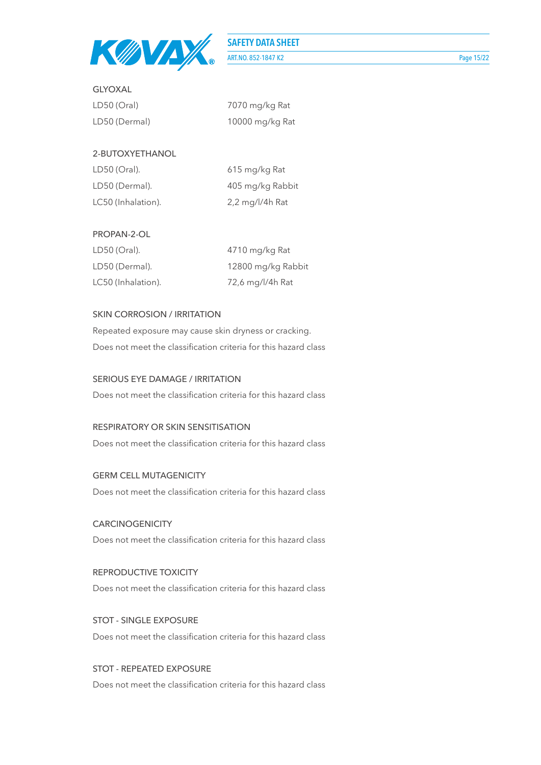GLYOXAL

| | |
|---|---|
| LD50 (Oral) | 7070 mg/kg Rat |
| LD50 (Dermal) | 10000 mg/kg Rat |

2-BUTOXYETHANOL

| | |
|---|---|
| LD50 (Oral). | 615 mg/kg Rat |
| LD50 (Dermal). | 405 mg/kg Rabbit |
| LC50 (Inhalation). | 2,2 mg/l/4h Rat |

PROPAN-2-OL

| | |
|---|---|
| LD50 (Oral). | 4710 mg/kg Rat |
| LD50 (Dermal). | 12800 mg/kg Rabbit |
| LC50 (Inhalation). | 72,6 mg/l/4h Rat |

SKIN CORROSION / IRRITATION

Repeated exposure may cause skin dryness or cracking.

Does not meet the classification criteria for this hazard class

SERIOUS EYE DAMAGE / IRRITATION

Does not meet the classification criteria for this hazard class

RESPIRATORY OR SKIN SENSITISATION

Does not meet the classification criteria for this hazard class

GERM CELL MUTAGENICITY

Does not meet the classification criteria for this hazard class

CARCINOGENICITY

Does not meet the classification criteria for this hazard class

REPRODUCTIVE TOXICITY

Does not meet the classification criteria for this hazard class

STOT - SINGLE EXPOSURE

Does not meet the classification criteria for this hazard class

STOT - REPEATED EXPOSURE

Does not meet the classification criteria for this hazard class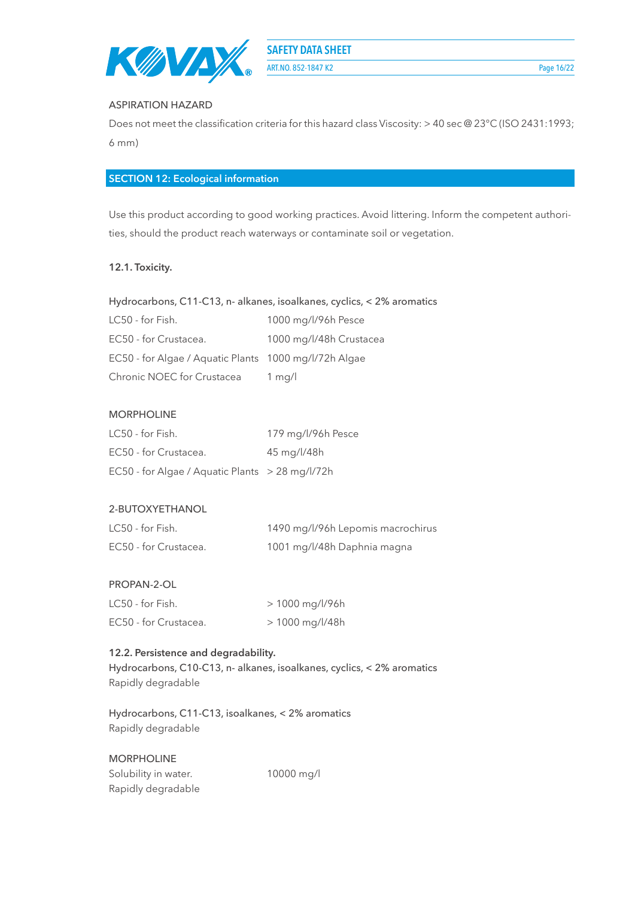ASPIRATION HAZARD

Does not meet the classification criteria for this hazard class Viscosity: > 40 sec @ 23°C (ISO 2431:1993; 6 mm)

## SECTION 12: Ecological information

Use this product according to good working practices. Avoid littering. Inform the competent authorities, should the product reach waterways or contaminate soil or vegetation.

### 12.1. Toxicity.

Hydrocarbons, C11-C13, n- alkanes, isoalkanes, cyclics, < 2% aromatics

| | |
|---|---|
| LC50 - for Fish. | 1000 mg/l/96h Pesce |
| EC50 - for Crustacea. | 1000 mg/l/48h Crustacea |
| EC50 - for Algae / Aquatic Plants | 1000 mg/l/72h Algae |
| Chronic NOEC for Crustacea | 1 mg/l |

MORPHOLINE

| | |
|---|---|
| LC50 - for Fish. | 179 mg/l/96h Pesce |
| EC50 - for Crustacea. | 45 mg/l/48h |
| EC50 - for Algae / Aquatic Plants | > 28 mg/l/72h |

2-BUTOXYETHANOL

| | |
|---|---|
| LC50 - for Fish. | 1490 mg/l/96h Lepomis macrochirus |
| EC50 - for Crustacea. | 1001 mg/l/48h Daphnia magna |

PROPAN-2-OL

| | |
|---|---|
| LC50 - for Fish. | > 1000 mg/l/96h |
| EC50 - for Crustacea. | > 1000 mg/l/48h |

### 12.2. Persistence and degradability.

Hydrocarbons, C10-C13, n- alkanes, isoalkanes, cyclics, < 2% aromatics
Rapidly degradable

Hydrocarbons, C11-C13, isoalkanes, < 2% aromatics
Rapidly degradable

MORPHOLINE

| | |
|---|---|
| Solubility in water. | 10000 mg/l |
| Rapidly degradable | |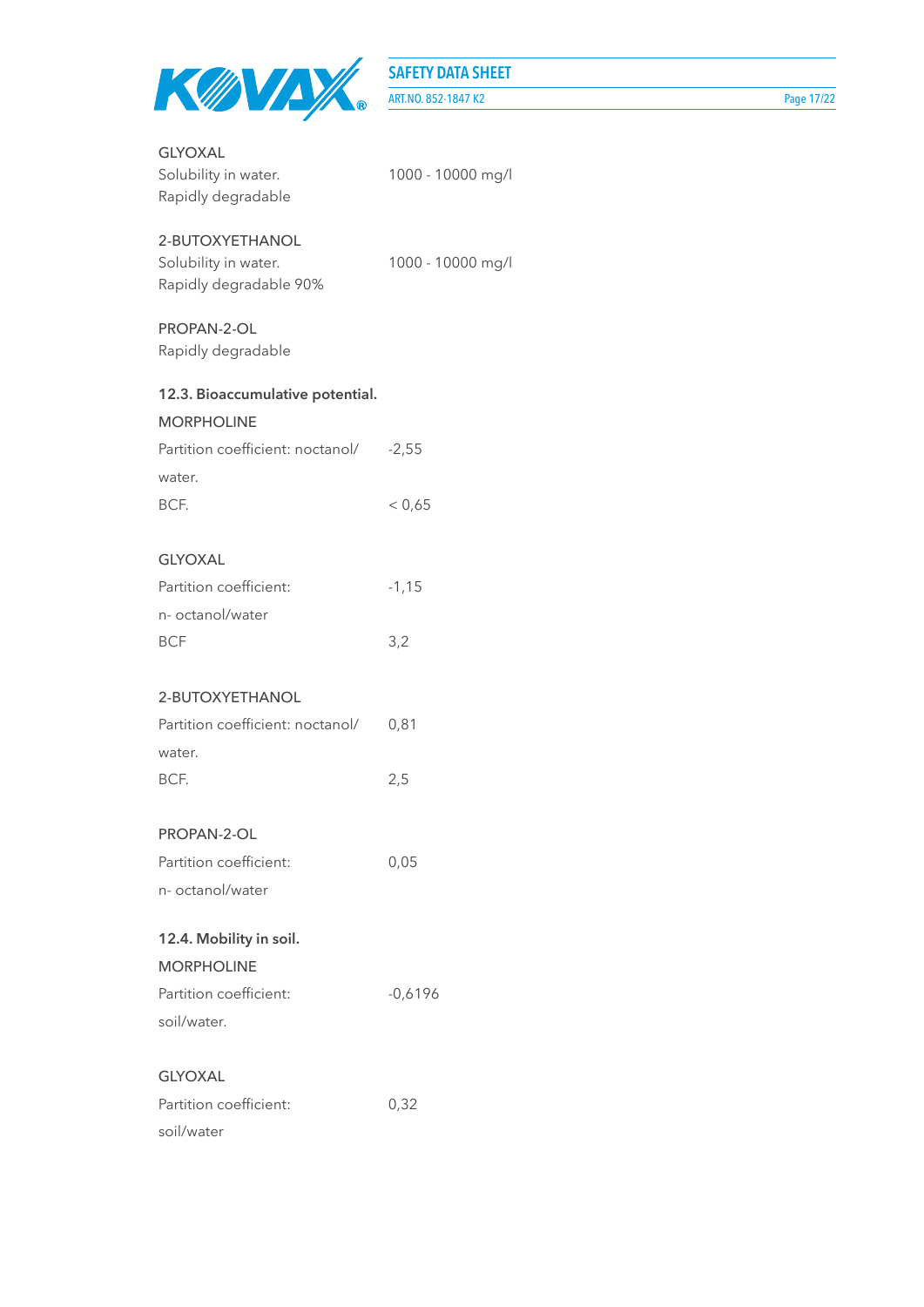GLYOXAL

| | |
|---|---|
| Solubility in water. | 1000 - 10000 mg/l |
| Rapidly degradable | |

2-BUTOXYETHANOL

| | |
|---|---|
| Solubility in water. | 1000 - 10000 mg/l |
| Rapidly degradable 90% | |

PROPAN-2-OL

Rapidly degradable

### 12.3. Bioaccumulative potential.

MORPHOLINE

| | |
|---|---|
| Partition coefficient: noctanol/ water. | -2,55 |
| BCF. | < 0,65 |

GLYOXAL

| | |
|---|---|
| Partition coefficient: n- octanol/water | -1,15 |
| BCF | 3,2 |

2-BUTOXYETHANOL

| | |
|---|---|
| Partition coefficient: noctanol/ water. | 0,81 |
| BCF. | 2,5 |

PROPAN-2-OL

| | |
|---|---|
| Partition coefficient: n- octanol/water | 0,05 |

### 12.4. Mobility in soil.

MORPHOLINE

| | |
|---|---|
| Partition coefficient: soil/water. | -0,6196 |

GLYOXAL

| | |
|---|---|
| Partition coefficient: soil/water | 0,32 |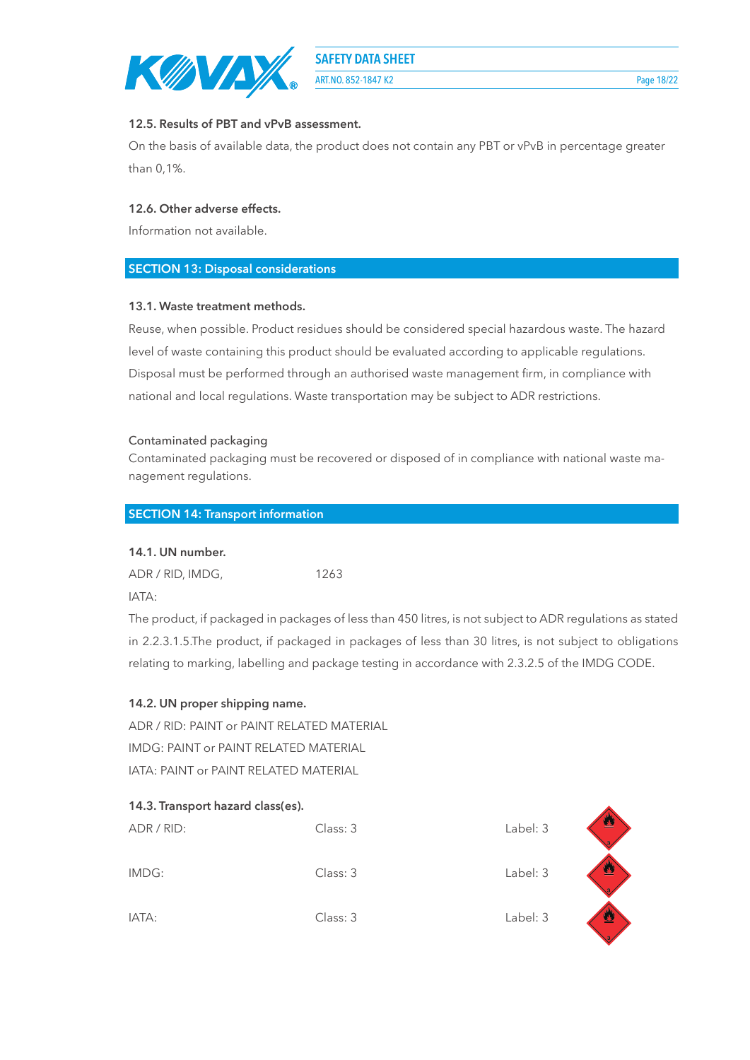#### 12.5. Results of PBT and vPvB assessment.

On the basis of available data, the product does not contain any PBT or vPvB in percentage greater than 0,1%.

#### 12.6. Other adverse effects.

Information not available.

## SECTION 13: Disposal considerations

#### 13.1. Waste treatment methods.

Reuse, when possible. Product residues should be considered special hazardous waste. The hazard level of waste containing this product should be evaluated according to applicable regulations. Disposal must be performed through an authorised waste management firm, in compliance with national and local regulations. Waste transportation may be subject to ADR restrictions.

Contaminated packaging

Contaminated packaging must be recovered or disposed of in compliance with national waste management regulations.

## SECTION 14: Transport information

#### 14.1. UN number.

ADR / RID, IMDG, IATA: 1263

The product, if packaged in packages of less than 450 litres, is not subject to ADR regulations as stated in 2.2.3.1.5.The product, if packaged in packages of less than 30 litres, is not subject to obligations relating to marking, labelling and package testing in accordance with 2.3.2.5 of the IMDG CODE.

#### 14.2. UN proper shipping name.

ADR / RID: PAINT or PAINT RELATED MATERIAL

IMDG: PAINT or PAINT RELATED MATERIAL

IATA: PAINT or PAINT RELATED MATERIAL

#### 14.3. Transport hazard class(es).

| | | |
|---|---|---|
| ADR / RID: | Class: 3 | Label: 3 |
| IMDG: | Class: 3 | Label: 3 |
| IATA: | Class: 3 | Label: 3 |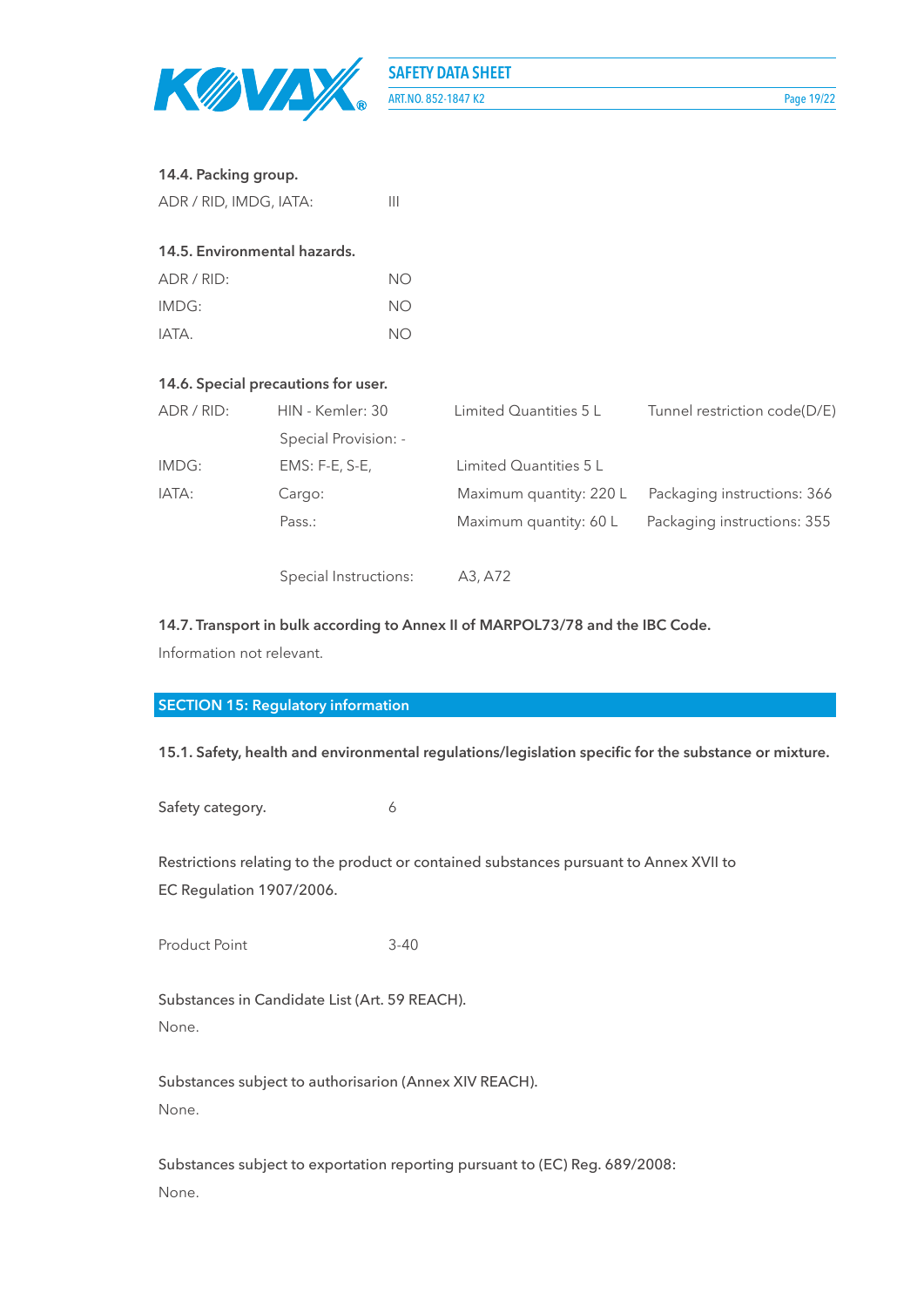**14.4. Packing group.**

| | |
|---|---|
| ADR / RID, IMDG, IATA: | III |

**14.5. Environmental hazards.**

| | |
|---|---|
| ADR / RID: | NO |
| IMDG: | NO |
| IATA. | NO |

**14.6. Special precautions for user.**

| | | | |
|---|---|---|---|
| ADR / RID: | HIN - Kemler: 30 | Limited Quantities 5 L | Tunnel restriction code(D/E) |
| | Special Provision: - | | |
| IMDG: | EMS: F-E, S-E, | Limited Quantities 5 L | |
| IATA: | Cargo: | Maximum quantity: 220 L | Packaging instructions: 366 |
| | Pass.: | Maximum quantity: 60 L | Packaging instructions: 355 |
| | Special Instructions: | A3, A72 | |

**14.7. Transport in bulk according to Annex II of MARPOL73/78 and the IBC Code.**

Information not relevant.

## SECTION 15: Regulatory information

**15.1. Safety, health and environmental regulations/legislation specific for the substance or mixture.**

Safety category. 6

Restrictions relating to the product or contained substances pursuant to Annex XVII to EC Regulation 1907/2006.

Product Point 3-40

Substances in Candidate List (Art. 59 REACH).

None.

Substances subject to authorisarion (Annex XIV REACH).

None.

Substances subject to exportation reporting pursuant to (EC) Reg. 689/2008:

None.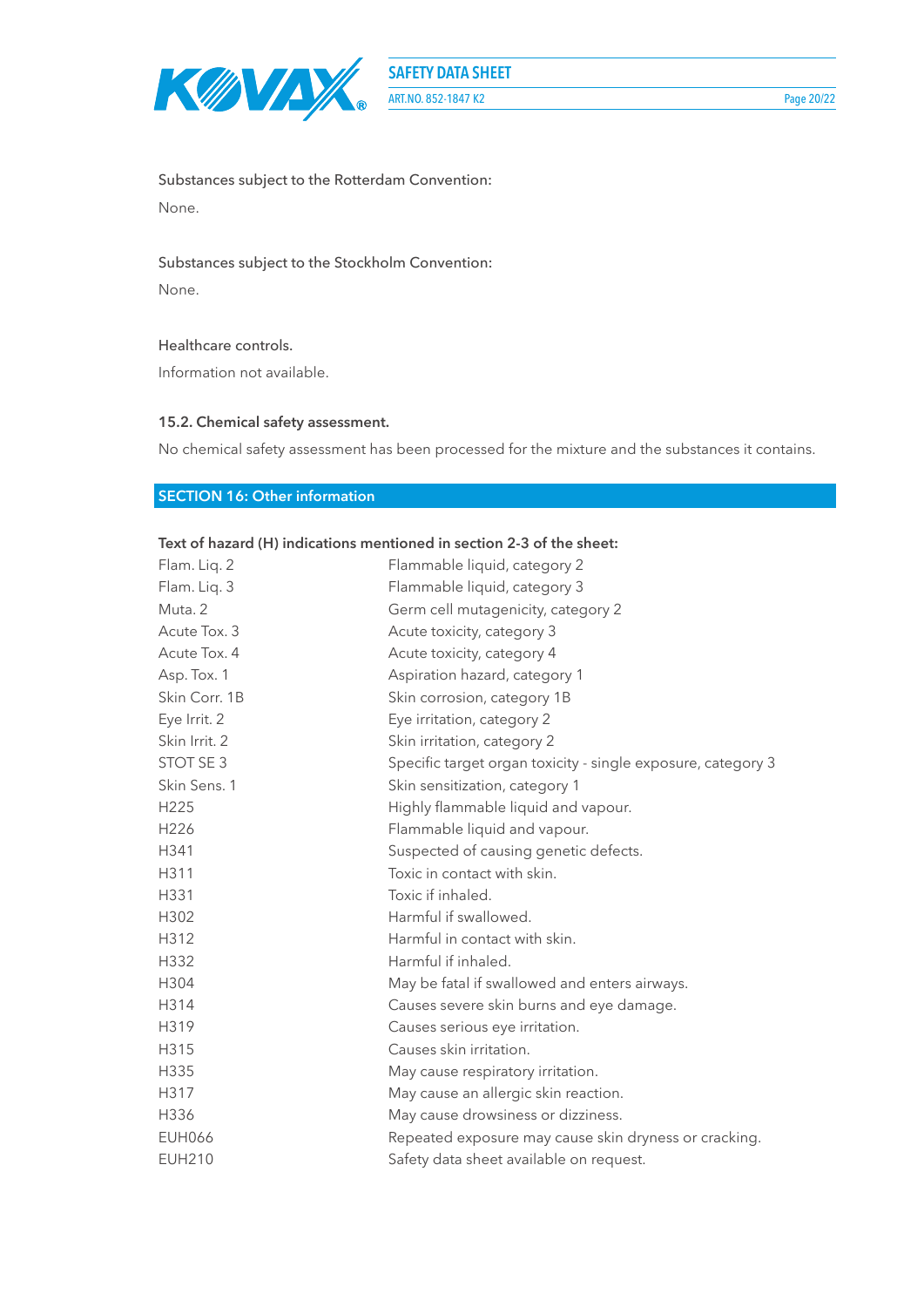Substances subject to the Rotterdam Convention:

None.

Substances subject to the Stockholm Convention:

None.

Healthcare controls.

Information not available.

### 15.2. Chemical safety assessment.

No chemical safety assessment has been processed for the mixture and the substances it contains.

## SECTION 16: Other information

**Text of hazard (H) indications mentioned in section 2-3 of the sheet:**

| | |
|---|---|
| Flam. Liq. 2 | Flammable liquid, category 2 |
| Flam. Liq. 3 | Flammable liquid, category 3 |
| Muta. 2 | Germ cell mutagenicity, category 2 |
| Acute Tox. 3 | Acute toxicity, category 3 |
| Acute Tox. 4 | Acute toxicity, category 4 |
| Asp. Tox. 1 | Aspiration hazard, category 1 |
| Skin Corr. 1B | Skin corrosion, category 1B |
| Eye Irrit. 2 | Eye irritation, category 2 |
| Skin Irrit. 2 | Skin irritation, category 2 |
| STOT SE 3 | Specific target organ toxicity - single exposure, category 3 |
| Skin Sens. 1 | Skin sensitization, category 1 |
| H225 | Highly flammable liquid and vapour. |
| H226 | Flammable liquid and vapour. |
| H341 | Suspected of causing genetic defects. |
| H311 | Toxic in contact with skin. |
| H331 | Toxic if inhaled. |
| H302 | Harmful if swallowed. |
| H312 | Harmful in contact with skin. |
| H332 | Harmful if inhaled. |
| H304 | May be fatal if swallowed and enters airways. |
| H314 | Causes severe skin burns and eye damage. |
| H319 | Causes serious eye irritation. |
| H315 | Causes skin irritation. |
| H335 | May cause respiratory irritation. |
| H317 | May cause an allergic skin reaction. |
| H336 | May cause drowsiness or dizziness. |
| EUH066 | Repeated exposure may cause skin dryness or cracking. |
| EUH210 | Safety data sheet available on request. |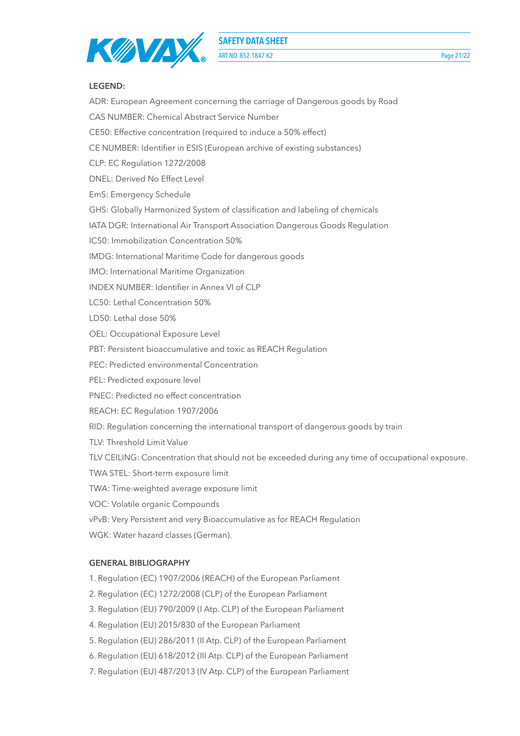**LEGEND:**

ADR: European Agreement concerning the carriage of Dangerous goods by Road

CAS NUMBER: Chemical Abstract Service Number

CE50: Effective concentration (required to induce a 50% effect)

CE NUMBER: Identifier in ESIS (European archive of existing substances)

CLP: EC Regulation 1272/2008

DNEL: Derived No Effect Level

EmS: Emergency Schedule

GHS: Globally Harmonized System of classification and labeling of chemicals

IATA DGR: International Air Transport Association Dangerous Goods Regulation

IC50: Immobilization Concentration 50%

IMDG: International Maritime Code for dangerous goods

IMO: International Maritime Organization

INDEX NUMBER: Identifier in Annex VI of CLP

LC50: Lethal Concentration 50%

LD50: Lethal dose 50%

OEL: Occupational Exposure Level

PBT: Persistent bioaccumulative and toxic as REACH Regulation

PEC: Predicted environmental Concentration

PEL: Predicted exposure level

PNEC: Predicted no effect concentration

REACH: EC Regulation 1907/2006

RID: Regulation concerning the international transport of dangerous goods by train

TLV: Threshold Limit Value

TLV CEILING: Concentration that should not be exceeded during any time of occupational exposure.

TWA STEL: Short-term exposure limit

TWA: Time-weighted average exposure limit

VOC: Volatile organic Compounds

vPvB: Very Persistent and very Bioaccumulative as for REACH Regulation

WGK: Water hazard classes (German).

**GENERAL BIBLIOGRAPHY**

1. Regulation (EC) 1907/2006 (REACH) of the European Parliament
2. Regulation (EC) 1272/2008 (CLP) of the European Parliament
3. Regulation (EU) 790/2009 (I Atp. CLP) of the European Parliament
4. Regulation (EU) 2015/830 of the European Parliament
5. Regulation (EU) 286/2011 (II Atp. CLP) of the European Parliament
6. Regulation (EU) 618/2012 (III Atp. CLP) of the European Parliament
7. Regulation (EU) 487/2013 (IV Atp. CLP) of the European Parliament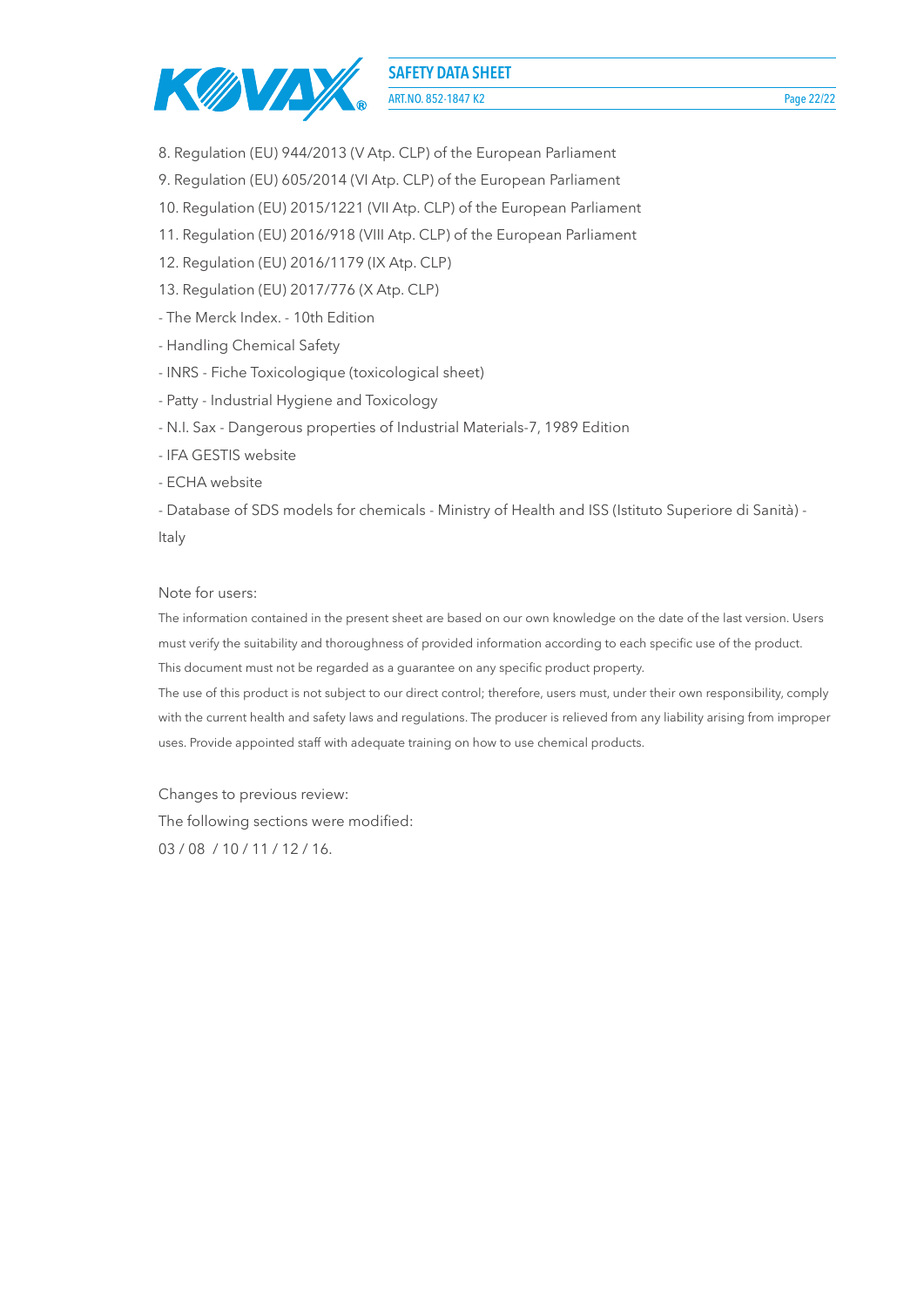8. Regulation (EU) 944/2013 (V Atp. CLP) of the European Parliament
9. Regulation (EU) 605/2014 (VI Atp. CLP) of the European Parliament
10. Regulation (EU) 2015/1221 (VII Atp. CLP) of the European Parliament
11. Regulation (EU) 2016/918 (VIII Atp. CLP) of the European Parliament
12. Regulation (EU) 2016/1179 (IX Atp. CLP)
13. Regulation (EU) 2017/776 (X Atp. CLP)

- The Merck Index. - 10th Edition
- Handling Chemical Safety
- INRS - Fiche Toxicologique (toxicological sheet)
- Patty - Industrial Hygiene and Toxicology
- N.I. Sax - Dangerous properties of Industrial Materials-7, 1989 Edition
- IFA GESTIS website
- ECHA website
- Database of SDS models for chemicals - Ministry of Health and ISS (Istituto Superiore di Sanità) - Italy

Note for users:

The information contained in the present sheet are based on our own knowledge on the date of the last version. Users must verify the suitability and thoroughness of provided information according to each specific use of the product.
This document must not be regarded as a guarantee on any specific product property.
The use of this product is not subject to our direct control; therefore, users must, under their own responsibility, comply with the current health and safety laws and regulations. The producer is relieved from any liability arising from improper uses. Provide appointed staff with adequate training on how to use chemical products.

Changes to previous review:
The following sections were modified:
03 / 08 / 10 / 11 / 12 / 16.